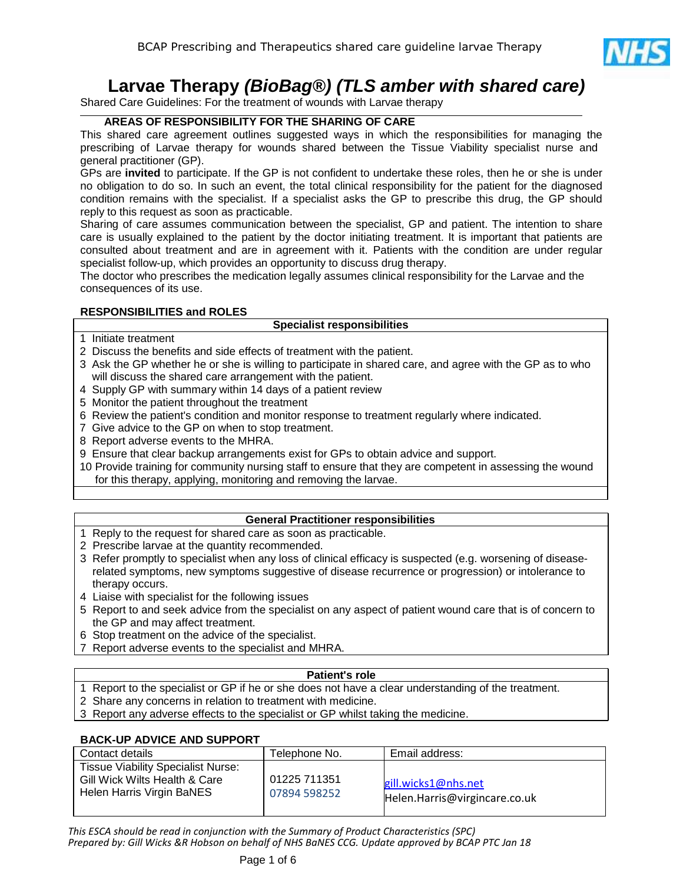# Larvae Therapy *(BioBag®) (TLS amber with shared care)*

Shared Care Guidelines: For the treatment of wounds with Larvae therapy

**AREAS OF RESPONSIBILITY FOR THE SHARING OF CARE**

This shared care agreement outlines suggested ways in which the responsibilities for managing the prescribing of Larvae therapy for wounds shared between the Tissue Viability specialist nurse and general practitioner (GP).

GPs are **invited** to participate. If the GP is not confident to undertake these roles, then he or she is under no obligation to do so. In such an event, the total clinical responsibility for the patient for the diagnosed condition remains with the specialist. If a specialist asks the GP to prescribe this drug, the GP should reply to this request as soon as practicable.

Sharing of care assumes communication between the specialist, GP and patient. The intention to share care is usually explained to the patient by the doctor initiating treatment. It is important that patients are consulted about treatment and are in agreement with it. Patients with the condition are under regular specialist follow-up, which provides an opportunity to discuss drug therapy.

The doctor who prescribes the medication legally assumes clinical responsibility for the Larvae and the consequences of its use.

**RESPONSIBILITIES and ROLES**

| Specialist responsibilities |
|---|
| 1 Initiate treatment |
| 2 Discuss the benefits and side effects of treatment with the patient. |
| 3 Ask the GP whether he or she is willing to participate in shared care, and agree with the GP as to who will discuss the shared care arrangement with the patient. |
| 4 Supply GP with summary within 14 days of a patient review |
| 5 Monitor the patient throughout the treatment |
| 6 Review the patient's condition and monitor response to treatment regularly where indicated. |
| 7 Give advice to the GP on when to stop treatment. |
| 8 Report adverse events to the MHRA. |
| 9 Ensure that clear backup arrangements exist for GPs to obtain advice and support. |
| 10 Provide training for community nursing staff to ensure that they are competent in assessing the wound for this therapy, applying, monitoring and removing the larvae. |

| General Practitioner responsibilities |
|---|
| 1 Reply to the request for shared care as soon as practicable. |
| 2 Prescribe larvae at the quantity recommended. |
| 3 Refer promptly to specialist when any loss of clinical efficacy is suspected (e.g. worsening of disease-related symptoms, new symptoms suggestive of disease recurrence or progression) or intolerance to therapy occurs. |
| 4 Liaise with specialist for the following issues |
| 5 Report to and seek advice from the specialist on any aspect of patient wound care that is of concern to the GP and may affect treatment. |
| 6 Stop treatment on the advice of the specialist. |
| 7 Report adverse events to the specialist and MHRA. |

| Patient's role |
|---|
| 1 Report to the specialist or GP if he or she does not have a clear understanding of the treatment. |
| 2 Share any concerns in relation to treatment with medicine. |
| 3 Report any adverse effects to the specialist or GP whilst taking the medicine. |

**BACK-UP ADVICE AND SUPPORT**

| Contact details | Telephone No. | Email address: |
|---|---|---|
| Tissue Viability Specialist Nurse:<br>Gill Wick Wilts Health & Care<br>Helen Harris Virgin BaNES | 01225 711351<br>07894 598252 | gill.wicks1@nhs.net<br>Helen.Harris@virgincare.co.uk |

*This ESCA should be read in conjunction with the Summary of Product Characteristics (SPC)*
*Prepared by: Gill Wicks &R Hobson on behalf of NHS BaNES CCG. Update approved by BCAP PTC Jan 18*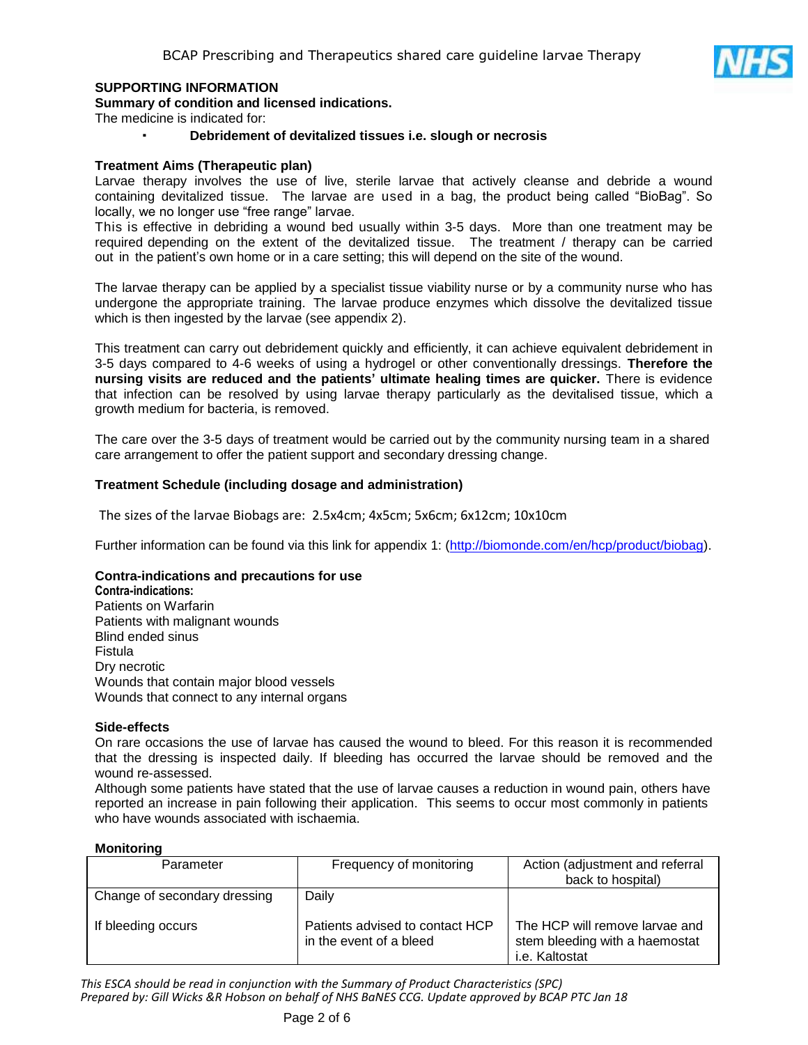## SUPPORTING INFORMATION

**Summary of condition and licensed indications.**

The medicine is indicated for:

- **Debridement of devitalized tissues i.e. slough or necrosis**

**Treatment Aims (Therapeutic plan)**

Larvae therapy involves the use of live, sterile larvae that actively cleanse and debride a wound containing devitalized tissue. The larvae are used in a bag, the product being called "BioBag". So locally, we no longer use "free range" larvae.

This is effective in debriding a wound bed usually within 3-5 days. More than one treatment may be required depending on the extent of the devitalized tissue. The treatment / therapy can be carried out in the patient's own home or in a care setting; this will depend on the site of the wound.

The larvae therapy can be applied by a specialist tissue viability nurse or by a community nurse who has undergone the appropriate training. The larvae produce enzymes which dissolve the devitalized tissue which is then ingested by the larvae (see appendix 2).

This treatment can carry out debridement quickly and efficiently, it can achieve equivalent debridement in 3-5 days compared to 4-6 weeks of using a hydrogel or other conventionally dressings. **Therefore the nursing visits are reduced and the patients' ultimate healing times are quicker.** There is evidence that infection can be resolved by using larvae therapy particularly as the devitalised tissue, which a growth medium for bacteria, is removed.

The care over the 3-5 days of treatment would be carried out by the community nursing team in a shared care arrangement to offer the patient support and secondary dressing change.

**Treatment Schedule (including dosage and administration)**

The sizes of the larvae Biobags are: 2.5x4cm; 4x5cm; 5x6cm; 6x12cm; 10x10cm

Further information can be found via this link for appendix 1: (http://biomonde.com/en/hcp/product/biobag).

**Contra-indications and precautions for use**

**Contra-indications:**

Patients on Warfarin
Patients with malignant wounds
Blind ended sinus
Fistula
Dry necrotic
Wounds that contain major blood vessels
Wounds that connect to any internal organs

**Side-effects**

On rare occasions the use of larvae has caused the wound to bleed. For this reason it is recommended that the dressing is inspected daily. If bleeding has occurred the larvae should be removed and the wound re-assessed.

Although some patients have stated that the use of larvae causes a reduction in wound pain, others have reported an increase in pain following their application. This seems to occur most commonly in patients who have wounds associated with ischaemia.

**Monitoring**

| Parameter | Frequency of monitoring | Action (adjustment and referral back to hospital) |
|---|---|---|
| Change of secondary dressing | Daily | |
| If bleeding occurs | Patients advised to contact HCP in the event of a bleed | The HCP will remove larvae and stem bleeding with a haemostat i.e. Kaltostat |

*This ESCA should be read in conjunction with the Summary of Product Characteristics (SPC)*
*Prepared by: Gill Wicks &R Hobson on behalf of NHS BaNES CCG. Update approved by BCAP PTC Jan 18*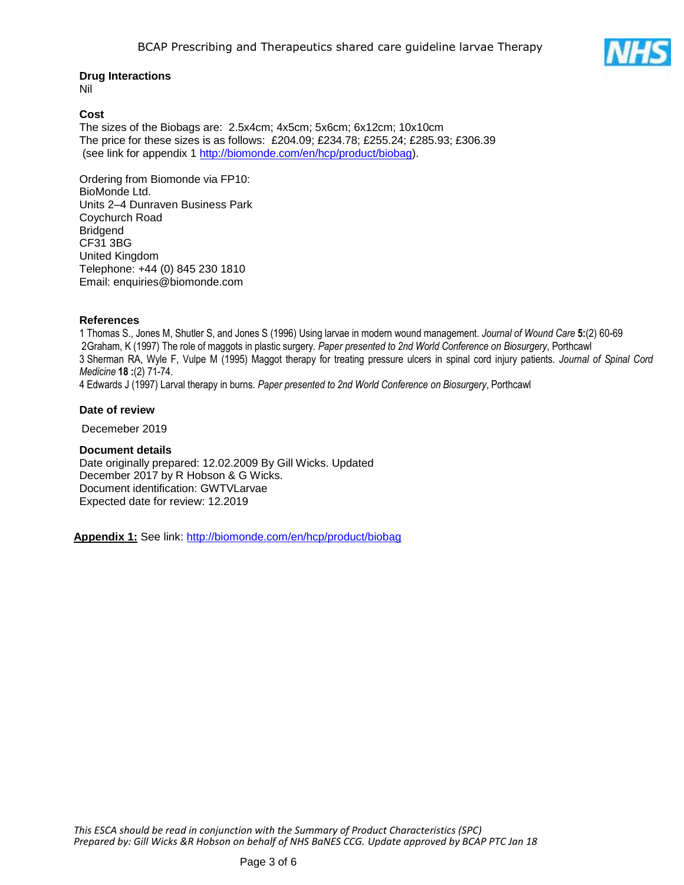**Drug Interactions**

Nil

**Cost**

The sizes of the Biobags are: 2.5x4cm; 4x5cm; 5x6cm; 6x12cm; 10x10cm
The price for these sizes is as follows: £204.09; £234.78; £255.24; £285.93; £306.39
(see link for appendix 1 http://biomonde.com/en/hcp/product/biobag).

Ordering from Biomonde via FP10:
BioMonde Ltd.
Units 2–4 Dunraven Business Park
Coychurch Road
Bridgend
CF31 3BG
United Kingdom
Telephone: +44 (0) 845 230 1810
Email: enquiries@biomonde.com

**References**

1 Thomas S., Jones M, Shutler S, and Jones S (1996) Using larvae in modern wound management. *Journal of Wound Care* **5:**(2) 60-69
2Graham, K (1997) The role of maggots in plastic surgery. *Paper presented to 2nd World Conference on Biosurgery*, Porthcawl
3 Sherman RA, Wyle F, Vulpe M (1995) Maggot therapy for treating pressure ulcers in spinal cord injury patients. *Journal of Spinal Cord Medicine* **18 :**(2) 71-74.
4 Edwards J (1997) Larval therapy in burns. *Paper presented to 2nd World Conference on Biosurgery*, Porthcawl

**Date of review**

Decemeber 2019

**Document details**

Date originally prepared: 12.02.2009 By Gill Wicks. Updated December 2017 by R Hobson & G Wicks.
Document identification: GWTVLarvae
Expected date for review: 12.2019

**Appendix 1:** See link: http://biomonde.com/en/hcp/product/biobag

*This ESCA should be read in conjunction with the Summary of Product Characteristics (SPC)*
*Prepared by: Gill Wicks &R Hobson on behalf of NHS BaNES CCG. Update approved by BCAP PTC Jan 18*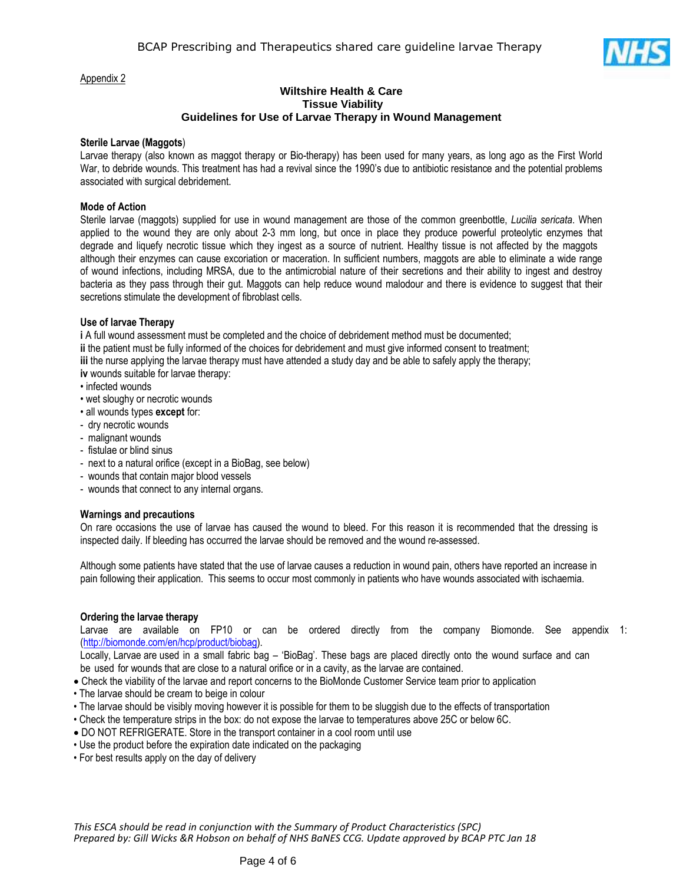Appendix 2

**Wiltshire Health & Care**
**Tissue Viability**
**Guidelines for Use of Larvae Therapy in Wound Management**

**Sterile Larvae (Maggots)**

Larvae therapy (also known as maggot therapy or Bio-therapy) has been used for many years, as long ago as the First World War, to debride wounds. This treatment has had a revival since the 1990's due to antibiotic resistance and the potential problems associated with surgical debridement.

**Mode of Action**

Sterile larvae (maggots) supplied for use in wound management are those of the common greenbottle, *Lucilia sericata*. When applied to the wound they are only about 2-3 mm long, but once in place they produce powerful proteolytic enzymes that degrade and liquefy necrotic tissue which they ingest as a source of nutrient. Healthy tissue is not affected by the maggots although their enzymes can cause excoriation or maceration. In sufficient numbers, maggots are able to eliminate a wide range of wound infections, including MRSA, due to the antimicrobial nature of their secretions and their ability to ingest and destroy bacteria as they pass through their gut. Maggots can help reduce wound malodour and there is evidence to suggest that their secretions stimulate the development of fibroblast cells.

**Use of larvae Therapy**

**i** A full wound assessment must be completed and the choice of debridement method must be documented;
**ii** the patient must be fully informed of the choices for debridement and must give informed consent to treatment;
**iii** the nurse applying the larvae therapy must have attended a study day and be able to safely apply the therapy;
**iv** wounds suitable for larvae therapy:

- infected wounds
- wet sloughy or necrotic wounds
- all wounds types **except** for:
  - dry necrotic wounds
  - malignant wounds
  - fistulae or blind sinus
  - next to a natural orifice (except in a BioBag, see below)
  - wounds that contain major blood vessels
  - wounds that connect to any internal organs.

**Warnings and precautions**

On rare occasions the use of larvae has caused the wound to bleed. For this reason it is recommended that the dressing is inspected daily. If bleeding has occurred the larvae should be removed and the wound re-assessed.

Although some patients have stated that the use of larvae causes a reduction in wound pain, others have reported an increase in pain following their application. This seems to occur most commonly in patients who have wounds associated with ischaemia.

**Ordering the larvae therapy**

Larvae are available on FP10 or can be ordered directly from the company Biomonde. See appendix 1: (http://biomonde.com/en/hcp/product/biobag).

Locally, Larvae are used in a small fabric bag – 'BioBag'. These bags are placed directly onto the wound surface and can be used for wounds that are close to a natural orifice or in a cavity, as the larvae are contained.

- Check the viability of the larvae and report concerns to the BioMonde Customer Service team prior to application
- The larvae should be cream to beige in colour
- The larvae should be visibly moving however it is possible for them to be sluggish due to the effects of transportation
- Check the temperature strips in the box: do not expose the larvae to temperatures above 25C or below 6C.
- DO NOT REFRIGERATE. Store in the transport container in a cool room until use
- Use the product before the expiration date indicated on the packaging
- For best results apply on the day of delivery

*This ESCA should be read in conjunction with the Summary of Product Characteristics (SPC)*
*Prepared by: Gill Wicks &R Hobson on behalf of NHS BaNES CCG. Update approved by BCAP PTC Jan 18*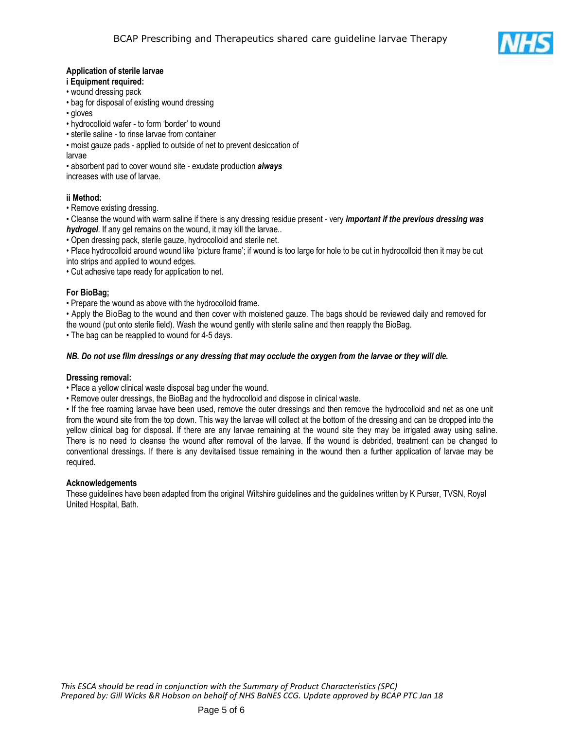**Application of sterile larvae**

**i Equipment required:**

- wound dressing pack
- bag for disposal of existing wound dressing
- gloves
- hydrocolloid wafer - to form 'border' to wound
- sterile saline - to rinse larvae from container
- moist gauze pads - applied to outside of net to prevent desiccation of larvae
- absorbent pad to cover wound site - exudate production ***always*** increases with use of larvae.

**ii Method:**

- Remove existing dressing.
- Cleanse the wound with warm saline if there is any dressing residue present - very ***important if the previous dressing was hydrogel***. If any gel remains on the wound, it may kill the larvae..
- Open dressing pack, sterile gauze, hydrocolloid and sterile net.
- Place hydrocolloid around wound like 'picture frame'; if wound is too large for hole to be cut in hydrocolloid then it may be cut into strips and applied to wound edges.
- Cut adhesive tape ready for application to net.

**For BioBag;**

- Prepare the wound as above with the hydrocolloid frame.
- Apply the BioBag to the wound and then cover with moistened gauze. The bags should be reviewed daily and removed for the wound (put onto sterile field). Wash the wound gently with sterile saline and then reapply the BioBag.
- The bag can be reapplied to wound for 4-5 days.

***NB. Do not use film dressings or any dressing that may occlude the oxygen from the larvae or they will die.***

**Dressing removal:**

- Place a yellow clinical waste disposal bag under the wound.
- Remove outer dressings, the BioBag and the hydrocolloid and dispose in clinical waste.
- If the free roaming larvae have been used, remove the outer dressings and then remove the hydrocolloid and net as one unit from the wound site from the top down. This way the larvae will collect at the bottom of the dressing and can be dropped into the yellow clinical bag for disposal. If there are any larvae remaining at the wound site they may be irrigated away using saline. There is no need to cleanse the wound after removal of the larvae. If the wound is debrided, treatment can be changed to conventional dressings. If there is any devitalised tissue remaining in the wound then a further application of larvae may be required.

**Acknowledgements**

These guidelines have been adapted from the original Wiltshire guidelines and the guidelines written by K Purser, TVSN, Royal United Hospital, Bath.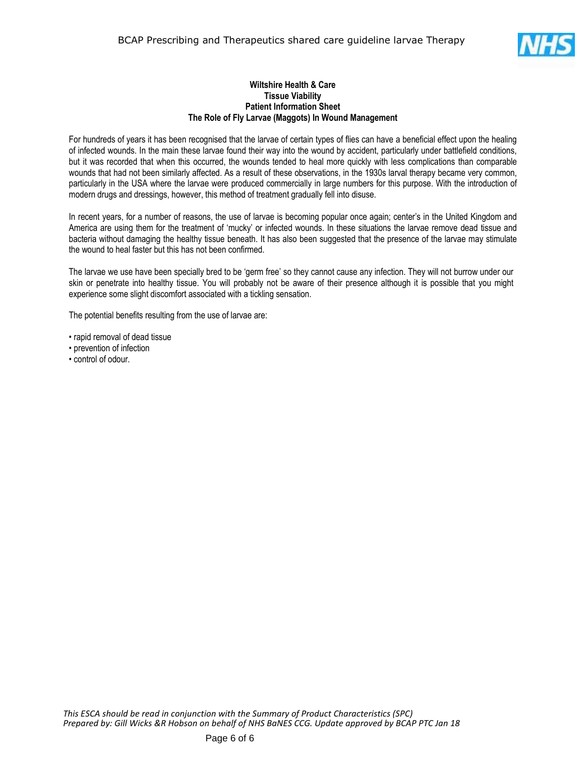**Wiltshire Health & Care**
**Tissue Viability**
**Patient Information Sheet**
**The Role of Fly Larvae (Maggots) In Wound Management**

For hundreds of years it has been recognised that the larvae of certain types of flies can have a beneficial effect upon the healing of infected wounds. In the main these larvae found their way into the wound by accident, particularly under battlefield conditions, but it was recorded that when this occurred, the wounds tended to heal more quickly with less complications than comparable wounds that had not been similarly affected. As a result of these observations, in the 1930s larval therapy became very common, particularly in the USA where the larvae were produced commercially in large numbers for this purpose. With the introduction of modern drugs and dressings, however, this method of treatment gradually fell into disuse.

In recent years, for a number of reasons, the use of larvae is becoming popular once again; center's in the United Kingdom and America are using them for the treatment of 'mucky' or infected wounds. In these situations the larvae remove dead tissue and bacteria without damaging the healthy tissue beneath. It has also been suggested that the presence of the larvae may stimulate the wound to heal faster but this has not been confirmed.

The larvae we use have been specially bred to be 'germ free' so they cannot cause any infection. They will not burrow under our skin or penetrate into healthy tissue. You will probably not be aware of their presence although it is possible that you might experience some slight discomfort associated with a tickling sensation.

The potential benefits resulting from the use of larvae are:

- rapid removal of dead tissue
- prevention of infection
- control of odour.

*This ESCA should be read in conjunction with the Summary of Product Characteristics (SPC)*
*Prepared by: Gill Wicks &R Hobson on behalf of NHS BaNES CCG. Update approved by BCAP PTC Jan 18*